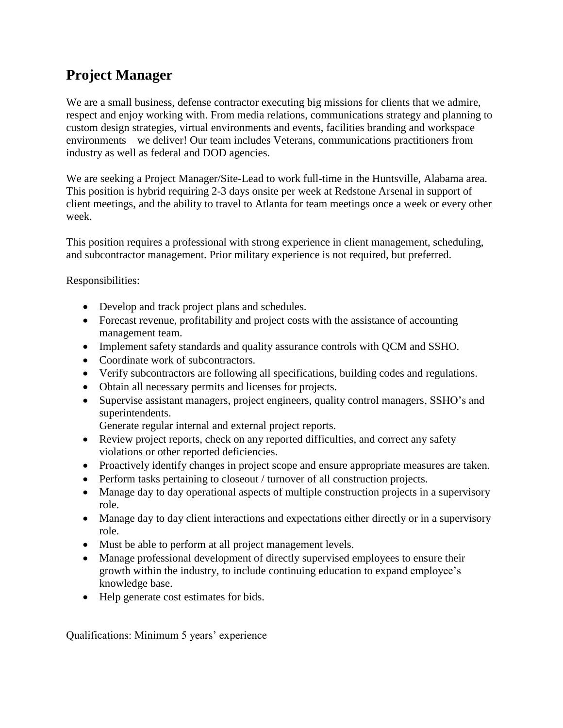# Project Manager

We are a small business, defense contractor executing big missions for clients that we admire, respect and enjoy working with. From media relations, communications strategy and planning to custom design strategies, virtual environments and events, facilities branding and workspace environments – we deliver! Our team includes Veterans, communications practitioners from industry as well as federal and DOD agencies.

We are seeking a Project Manager/Site-Lead to work full-time in the Huntsville, Alabama area. This position is hybrid requiring 2-3 days onsite per week at Redstone Arsenal in support of client meetings, and the ability to travel to Atlanta for team meetings once a week or every other week.

This position requires a professional with strong experience in client management, scheduling, and subcontractor management. Prior military experience is not required, but preferred.

Responsibilities:

- Develop and track project plans and schedules.
- Forecast revenue, profitability and project costs with the assistance of accounting management team.
- Implement safety standards and quality assurance controls with QCM and SSHO.
- Coordinate work of subcontractors.
- Verify subcontractors are following all specifications, building codes and regulations.
- Obtain all necessary permits and licenses for projects.
- Supervise assistant managers, project engineers, quality control managers, SSHO's and superintendents.
  Generate regular internal and external project reports.
- Review project reports, check on any reported difficulties, and correct any safety violations or other reported deficiencies.
- Proactively identify changes in project scope and ensure appropriate measures are taken.
- Perform tasks pertaining to closeout / turnover of all construction projects.
- Manage day to day operational aspects of multiple construction projects in a supervisory role.
- Manage day to day client interactions and expectations either directly or in a supervisory role.
- Must be able to perform at all project management levels.
- Manage professional development of directly supervised employees to ensure their growth within the industry, to include continuing education to expand employee's knowledge base.
- Help generate cost estimates for bids.

Qualifications: Minimum 5 years' experience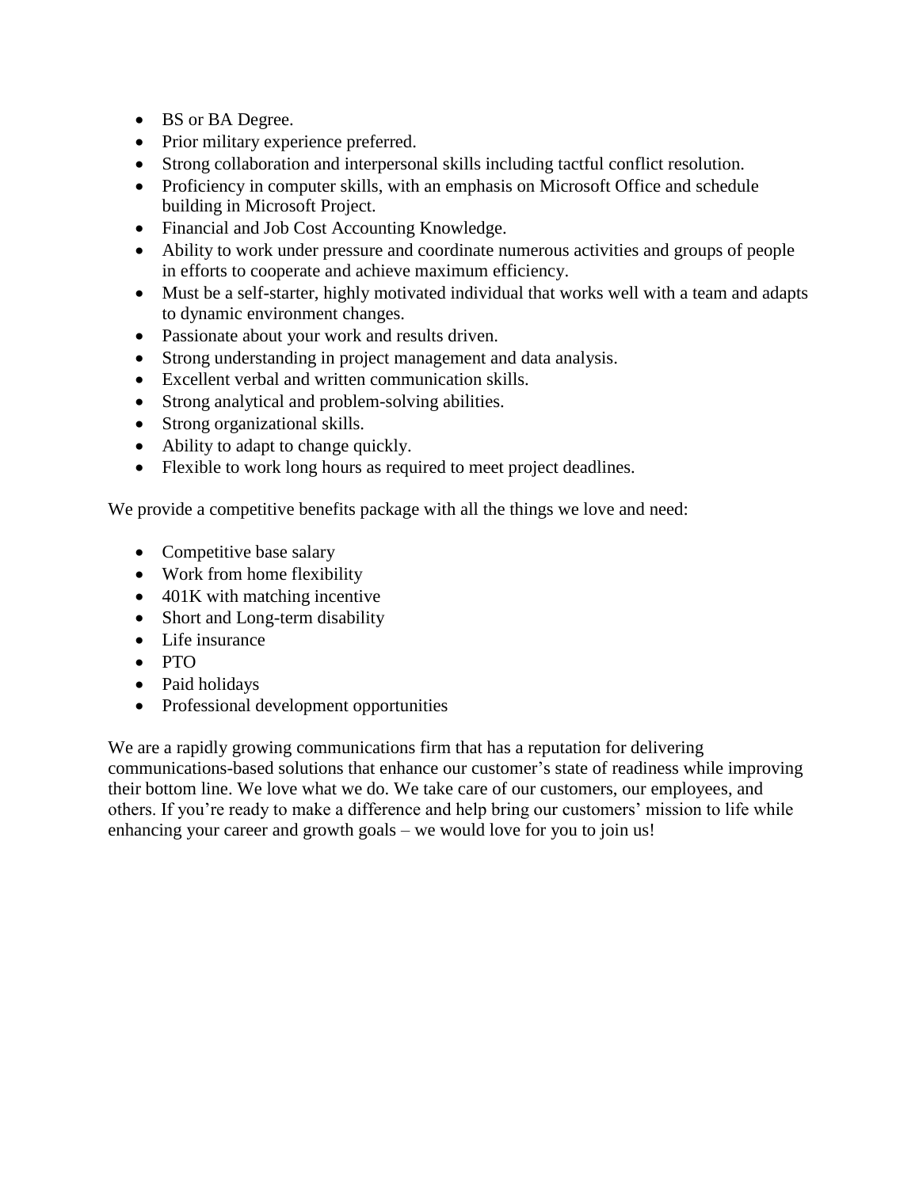- BS or BA Degree.
- Prior military experience preferred.
- Strong collaboration and interpersonal skills including tactful conflict resolution.
- Proficiency in computer skills, with an emphasis on Microsoft Office and schedule building in Microsoft Project.
- Financial and Job Cost Accounting Knowledge.
- Ability to work under pressure and coordinate numerous activities and groups of people in efforts to cooperate and achieve maximum efficiency.
- Must be a self-starter, highly motivated individual that works well with a team and adapts to dynamic environment changes.
- Passionate about your work and results driven.
- Strong understanding in project management and data analysis.
- Excellent verbal and written communication skills.
- Strong analytical and problem-solving abilities.
- Strong organizational skills.
- Ability to adapt to change quickly.
- Flexible to work long hours as required to meet project deadlines.

We provide a competitive benefits package with all the things we love and need:

- Competitive base salary
- Work from home flexibility
- 401K with matching incentive
- Short and Long-term disability
- Life insurance
- PTO
- Paid holidays
- Professional development opportunities

We are a rapidly growing communications firm that has a reputation for delivering communications-based solutions that enhance our customer's state of readiness while improving their bottom line. We love what we do. We take care of our customers, our employees, and others. If you're ready to make a difference and help bring our customers' mission to life while enhancing your career and growth goals – we would love for you to join us!